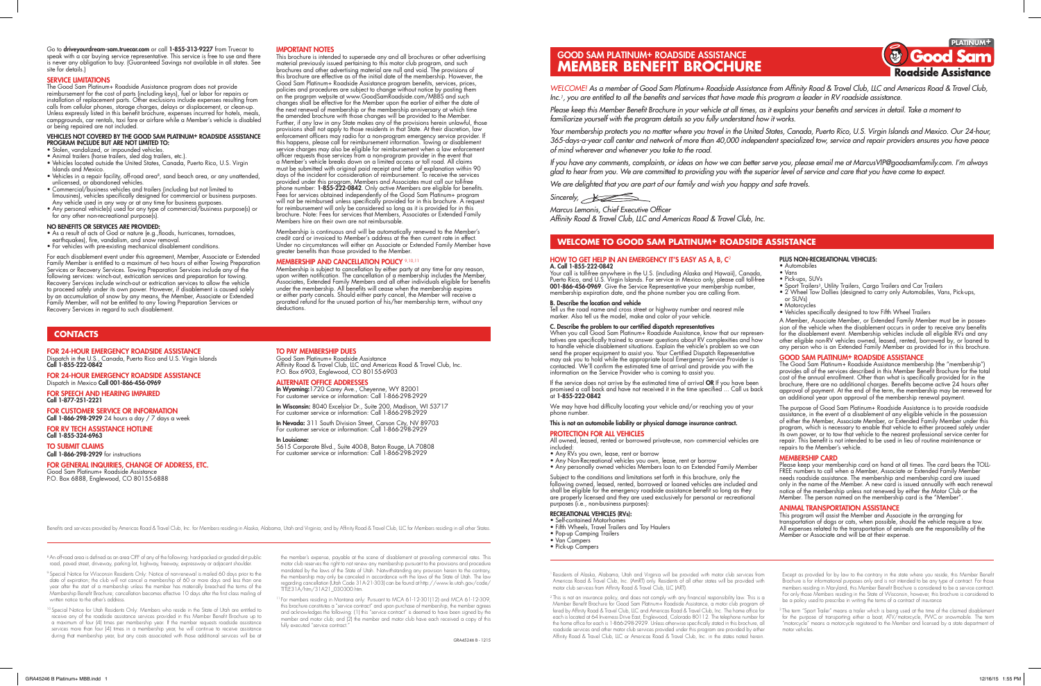# GOOD SAM PLATINUM+ ROADSIDE ASSISTANCE
# MEMBER BENEFIT BROCHURE

*WELCOME! As a member of Good Sam Platinum+ Roadside Assistance from Affinity Road & Travel Club, LLC and Americas Road & Travel Club, Inc.[1], you are entitled to all the benefits and services that have made this program a leader in RV roadside assistance.*

*Please keep this Member Benefit Brochure in your vehicle at all times, as it explains your benefits and services in detail. Take a moment to familiarize yourself with the program details so you fully understand how it works.*

*Your membership protects you no matter where you travel in the United States, Canada, Puerto Rico, U.S. Virgin Islands and Mexico. Our 24-hour, 365-days-a-year call center and network of more than 40,000 independent specialized tow, service and repair providers ensures you have peace of mind wherever and whenever you take to the road.*

*If you have any comments, complaints, or ideas on how we can better serve you, please email me at MarcusVIP@goodsamfamily.com. I'm always glad to hear from you. We are committed to providing you with the superior level of service and care that you have come to expect.*

*We are delighted that you are part of our family and wish you happy and safe travels.*

*Sincerely,*

*Marcus Lemonis, Chief Executive Officer*
*Affinity Road & Travel Club, LLC and Americas Road & Travel Club, Inc.*

## WELCOME TO GOOD SAM PLATINUM+ ROADSIDE ASSISTANCE

### HOW TO GET HELP IN AN EMERGENCY IT'S EASY AS A, B, C[2]

**A. Call 1-855-222-0842**

Your call is toll-free anywhere in the U.S. (including Alaska and Hawaii), Canada, Puerto Rico, and U.S. Virgin Islands. For service in Mexico only, please call toll-free **001-866-456-0969**. Give the Service Representative your membership number, membership expiration date, and the phone number you are calling from.

**B. Describe the location and vehicle**

Tell us the road name and cross street or highway number and nearest mile marker. Also tell us the model, make and color of your vehicle.

**C. Describe the problem to our certified dispatch representatives**

When you call Good Sam Platinum+ Roadside Assistance, know that our representatives are specifically trained to answer questions about RV complexities and how to handle vehicle disablement situations. Explain the vehicle's problem so we can send the proper equipment to assist you. Your Certified Dispatch Representative may ask you to hold while the appropriate local Emergency Service Provider is contacted. We'll confirm the estimated time of arrival and provide you with the information on the Service Provider who is coming to assist you.

If the service does not arrive by the estimated time of arrival **OR** If you have been promised a call back and have not received it in the time specified ... Call us back at **1-855-222-0842**.

We may have had difficulty locating your vehicle and/or reaching you at your phone number.

**This is not an automobile liability or physical damage insurance contract.**

### PROTECTION FOR ALL VEHICLES

All owned, leased, rented or borrowed private-use, non- commercial vehicles are included:

- Any RVs you own, lease, rent or borrow
- Any Non-Recreational vehicles you own, lease, rent or borrow
- Any personally owned vehicles Members loan to an Extended Family Member

Subject to the conditions and limitations set forth in this brochure, only the following owned, leased, rented, borrowed or loaned vehicles are included and shall be eligible for the emergency roadside assistance benefit so long as they are properly licensed and they are used exclusively for personal or recreational purposes (i.e., non-business purposes):

**RECREATIONAL VEHICLES (RVs):**

- Self-contained Motorhomes
- Fifth Wheels, Travel Trailers and Toy Haulers
- Pop-up Camping Trailers
- Van Campers
- Pick-up Campers

**PLUS NON-RECREATIONAL VEHICLES:**

- Automobiles
- Vans
- Pick-ups, SUVs
- Sport Trailers[3], Utility Trailers, Cargo Trailers and Car Trailers
- 2 Wheel Tow Dollies (designed to carry only Automobiles, Vans, Pick-ups, or SUVs)
- Motorcycles
- Vehicles specifically designed to tow Fifth Wheel Trailers

A Member, Associate Member, or Extended Family Member must be in possession of the vehicle when the disablement occurs in order to receive any benefits for the disablement event. Membership vehicles include all eligible RVs and any other eligible non-RV vehicles owned, leased, rented, borrowed by, or loaned to any person who is an Extended Family Member as provided for in this brochure.

### GOOD SAM PLATINUM+ ROADSIDE ASSISTANCE

The Good Sam Platinum+ Roadside Assistance membership (the "membership") provides all of the services described in this Member Benefit Brochure for the total cost of the annual enrollment. Other than what is specifically provided for in the brochure, there are no additional charges. Benefits become active 24 hours after approval of payment. At the end of the term, the membership may be renewed for an additional year upon approval of the membership renewal payment.

The purpose of Good Sam Platinum+ Roadside Assistance is to provide roadside assistance, in the event of a disablement of any eligible vehicle in the possession of either the Member, Associate Member, or Extended Family Member under this program, which is necessary to enable that vehicle to either proceed safely under its own power, or to tow that vehicle to the nearest professional service center for repair. This benefit is not intended to be used in lieu of routine maintenance or repairs to the Member's vehicle.

### MEMBERSHIP CARD

Please keep your membership card on hand at all times. The card bears the TOLL-FREE numbers to call when a Member, Associate or Extended Family Member needs roadside assistance. The membership and membership card are issued only in the name of the Member. A new card is issued annually with each renewal notice of the membership unless not renewed by either the Motor Club or the Member. The person named on the membership card is the "Member".

### ANIMAL TRANSPORTATION ASSISTANCE

This program will assist the Member and Associate in the arranging for transportation of dogs or cats, when possible, should the vehicle require a tow. All expenses related to the transportation of animals are the responsibility of the Member or Associate and will be at their expense.

Go to **driveyourdream-sam.truecar.com** or call **1-855-313-9227** from Truecar to speak with a car buying service representative. This service is free to use and there is never any obligation to buy. (Guaranteed Savings not available in all states. See site for details.)

### SERVICE LIMITATIONS

The Good Sam Platinum+ Roadside Assistance program does not provide reimbursement for the cost of parts (including keys), fuel or labor for repairs or installation of replacement parts. Other exclusions include expenses resulting from calls from cellular phones, storage charges, delays or displacement, or clean-up. Unless expressly listed in this benefit brochure, expenses incurred for hotels, meals, campgrounds, car rentals, taxi fare or airfare while a Member's vehicle is disabled or being repaired are not included.

**VEHICLES NOT COVERED BY THE GOOD SAM PLATINUM+ ROADSIDE ASSISTANCE PROGRAM INCLUDE BUT ARE NOT LIMITED TO:**

- Stolen, vandalized, or impounded vehicles.
- Animal trailers (horse trailers, sled dog trailers, etc.).
- Vehicles located outside the United States, Canada, Puerto Rico, U.S. Virgin Islands and Mexico.
- Vehicles in a repair facility, off-road area[4], sand beach area, or any unattended, unlicensed, or abandoned vehicles.
- Commercial/business vehicles and trailers (including but not limited to limousines), vehicles specifically designed for commercial or business purposes. Any vehicle used in any way or at any time for business purposes.
- Any personal vehicle(s) used for any type of commercial/business purpose(s) or for any other non-recreational purpose(s).

**NO BENEFITS OR SERVICES ARE PROVIDED:**

- As a result of acts of God or nature (e.g.,floods, hurricanes, tornadoes, earthquakes), fire, vandalism, and snow removal.
- For vehicles with pre-existing mechanical disablement conditions.

For each disablement event under this agreement, Member, Associate or Extended Family Member is entitled to a maximum of two hours of either Towing Preparation Services or Recovery Services. Towing Preparation Services include any of the following services: winch-out, extrication services and preparation for towing. Recovery Services include winch-out or extrication services to allow the vehicle to proceed safely under its own power. However, if disablement is caused solely by an accumulation of snow by any means, the Member, Associate or Extended Family Member, will not be entitled to any Towing Preparation Services or Recovery Services in regard to such disablement.

### IMPORTANT NOTES

This brochure is intended to supersede any and all brochures or other advertising material previously issued pertaining to this motor club program, and such brochures and other advertising material are null and void. The provisions of this brochure are effective as of the initial date of the membership. However, the Good Sam Platinum+ Roadside Assistance program benefits, services, prices, policies and procedures are subject to change without notice by posting them on the program website at www.GoodSamRoadside.com/MBBS and such changes shall be effective for the Member upon the earlier of either the date of the next renewal of membership or the membership anniversary at which time the amended brochure with those changes will be provided to the Member. Further, if any law in any State makes any of the provisions herein unlawful, those provisions shall not apply to those residents in that State. At their discretion, law enforcement officers may radio for a non-program emergency service provider. If this happens, please call for reimbursement information. Towing or disablement service charges may also be eligible for reimbursement when a law enforcement officer requests those services from a non-program provider in the event that a Member's vehicle breaks down on a limited access or toll road. All claims must be submitted with original paid receipt and letter of explanation within 90 days of the incident for consideration of reimbursement. To receive the services provided under this program, Members and Associates must call our toll-free phone number: **1-855-222-0842**. Only active Members are eligible for benefits. Fees for services obtained independently of the Good Sam Platinum+ program will not be reimbursed unless specifically provided for in this brochure. A request for reimbursement will only be considered so long as it is provided for in this brochure. Note: Fees for services that Members, Associates or Extended Family Members hire on their own are not reimbursable.

Membership is continuous and will be automatically renewed to the Member's credit card or invoiced to Member's address at the then current rate in effect. Under no circumstances will either an Associate or Extended Family Member have greater benefits than those provided to the Member.

### MEMBERSHIP AND CANCELLATION POLICY [9,10,11]

Membership is subject to cancellation by either party at any time for any reason, upon written notification. The cancellation of a membership includes the Member, Associates, Extended Family Members and all other individuals eligible for benefits under the membership. All benefits will cease when the membership expires or either party cancels. Should either party cancel, the Member will receive a prorated refund for the unused portion of his/her membership term, without any deductions.

## CONTACTS

**FOR 24-HOUR EMERGENCY ROADSIDE ASSISTANCE**
Dispatch in the U.S., Canada, Puerto Rico and U.S. Virgin Islands
**Call 1-855-222-0842**

**FOR 24-HOUR EMERGENCY ROADSIDE ASSISTANCE**
Dispatch in Mexico **Call 001-866-456-0969**

**FOR SPEECH AND HEARING IMPAIRED**
**Call 1-877-251-2221**

**FOR CUSTOMER SERVICE OR INFORMATION**
**Call 1-866-298-2929** 24 hours a day / 7 days a week

**FOR RV TECH ASSISTANCE HOTLINE**
**Call 1-855-324-6963**

**TO SUBMIT CLAIMS**
**Call 1-866-298-2929** for instructions

**FOR GENERAL INQUIRIES, CHANGE OF ADDRESS, ETC.**
Good Sam Platinum+ Roadside Assistance
P.O. Box 6888, Englewood, CO 80155-6888

**TO PAY MEMBERSHIP DUES**
Good Sam Platinum+ Roadside Assistance
Affinity Road & Travel Club, LLC and Americas Road & Travel Club, Inc.
P.O. Box 6903, Englewood, CO 80155-6903

**ALTERNATE OFFICE ADDRESSES**

**In Wyoming:** 1720 Carey Ave., Cheyenne, WY 82001
For customer service or information: Call 1-866-298-2929

**In Wisconsin:** 8040 Excelsior Dr., Suite 200, Madison, WI 53717
For customer service or information: Call 1-866-298-2929

**In Nevada:** 311 South Division Street, Carson City, NV 89703
For customer service or information: Call 1-866-298-2929

**In Louisiana:**
5615 Corporate Blvd., Suite 400-B, Baton Rouge, LA 70808
For customer service or information: Call 1-866-298-2929

Benefits and services provided by Americas Road & Travel Club, Inc. for Members residing in Alaska, Alabama, Utah and Virginia; and by Affinity Road & Travel Club, LLC for Members residing in all other States.

[1] Residents of Alaska, Alabama, Utah and Virginia will be provided with motor club services from Americas Road & Travel Club, Inc. (AmRT) only. Residents of all other states will be provided with motor club services from Affinity Road & Travel Club, LLC (ART).

[2] This is not an insurance policy, and does not comply with any financial responsibility law. This is a Member Benefit Brochure for Good Sam Platinum+ Roadside Assistance, a motor club program offered by Affinity Road & Travel Club, LLC and Americas Road & Travel Club, Inc. The home office for each is located at 64 Inverness Drive East, Englewood, Colorado 80112. The telephone number for the home office for each is 1-866-298-2929. Unless otherwise specifically stated in this brochure, all roadside services and other motor club services provided under this program are provided by either Affinity Road & Travel Club, LLC or Americas Road & Travel Club, Inc. in the states noted herein.

Except as provided for by law to the contrary in the state where you reside, this Member Benefit Brochure is for informational purposes only and is not intended to be any type of contract. For those members residing in Maryland, this Member Benefit Brochure is considered to be a service contract. For only those Members residing in the State of Wisconsin, however, this brochure is considered to be a policy used to prescribe in writing the terms of a contract of insurance.

[3] The term "Sport Trailer" means a trailer which is being used at the time of the claimed disablement for the purpose of transporting either a boat, ATV/motorcycle, PWC or snowmobile. The term "motorcycle" means a motorcycle registered to the Member and licensed by a state department of motor vehicles.

[4] An off-road area is defined as an area OFF of any of the following: hard-packed or graded dirt public road, paved street, driveway, parking lot, highway, freeway, expressway or adjacent shoulder.

[9] Special Notice for Wisconsin Residents Only: Notice of nonrenewal is mailed 60 days prior to the date of expiration; the club will not cancel a membership of 60 or more days and less than one year after the start of a membership unless the member has materially breached the terms of the Membership Benefit Brochure; cancellation becomes effective 10 days after the first class mailing of written notice to the other's address.

[10] Special Notice for Utah Residents Only: Members who reside in the State of Utah are entitled to receive any of the roadside assistance services provided in this Member Benefit Brochure up to a maximum of four (4) times per membership year. If the member requests roadside assistance services more than four (4) times in a membership year, he will continue to receive assistance during that membership year, but any costs associated with those additional services will be at the member's expense, payable at the scene of disablement at prevailing commercial rates. This motor club reserves the right to not renew any membership pursuant to the provisions and procedure mandated by the laws of the State of Utah. Notwithstanding any provision herein to the contrary, the membership may only be canceled in accordance with the laws of the State of Utah. The law regarding cancellation (Utah Code 31A-21-303) can be found at http://www.le.utah.gov/code/TITLE31A/htm/31A21_030300.htm.

[11] For members residing in Montana only: Pursuant to MCA 61-12-301(12) and MCA 61-12-309, this brochure constitutes a "service contract" and upon purchase of membership, the member agrees and acknowledges the following: (1) this "service contract" is deemed to have been signed by the member and motor club; and (2) the member and motor club have each received a copy of this fully executed "service contract."

GRA45246 B - 1215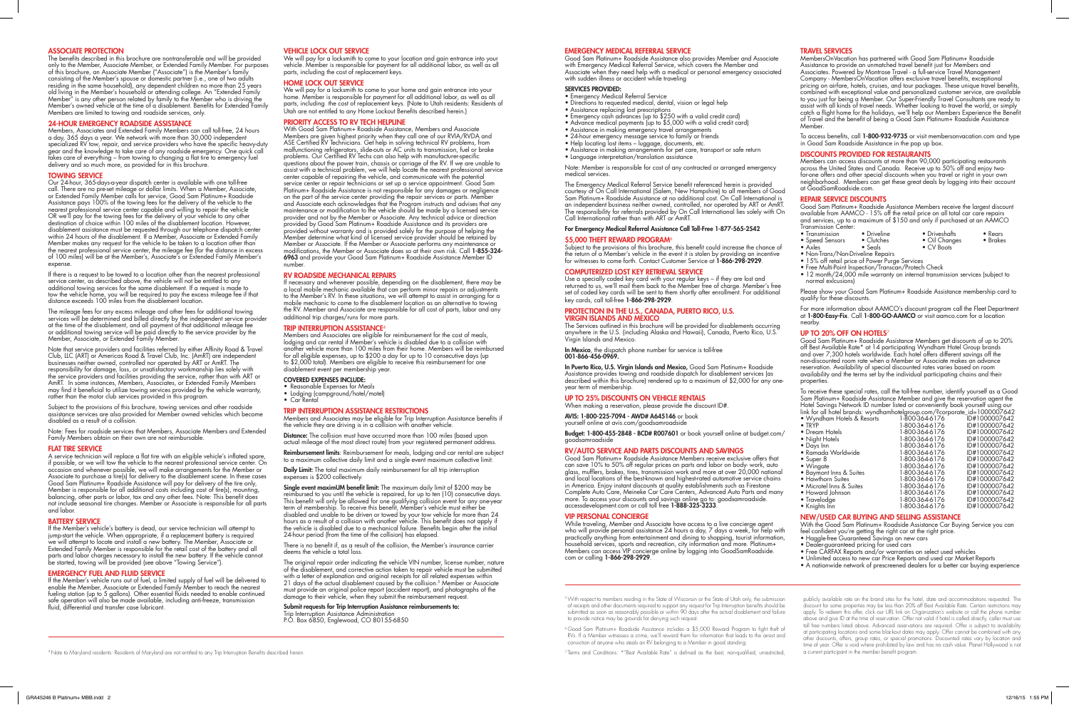## ASSOCIATE PROTECTION

The benefits described in this brochure are nontransferable and will be provided only to the Member, Associate Member, or Extended Family Member. For purposes of this brochure, an Associate Member ("Associate") is the Member's family consisting of the Member's spouse or domestic partner (i.e., one of two adults residing in the same household), any dependent children no more than 25 years old living in the Member's household or attending college. An "Extended Family Member" is any other person related by family to the Member who is driving the Member's owned vehicle at the time of a disablement. Benefits for Extended Family Members are limited to towing and roadside services, only.

## 24-HOUR EMERGENCY ROADSIDE ASSISTANCE

Members, Associates and Extended Family Members can call toll-free, 24 hours a day, 365 days a year. We network with more than 30,000 independent specialized RV tow, repair, and service providers who have the specific heavy-duty gear and the knowledge to take care of any roadside emergency. One quick call takes care of everything – from towing to changing a flat tire to emergency fuel delivery and so much more, as provided for in this brochure.

## TOWING SERVICE

Our 24-hour, 365-days-a-year dispatch center is available with one toll-free call. There are no pre-set mileage or dollar limits. When a Member, Associate, or Extended Family Member calls for service, Good Sam Platinum+ Roadside Assistance pays 100% of the towing fees for the delivery of the vehicle to the nearest professional service center capable and willing to repair the vehicle OR we'll pay for the towing fees for the delivery of your vehicle to any other destination of choice within 100 miles of the disablement location. However, disablement assistance must be requested through our telephone dispatch center within 24 hours of the disablement. If a Member, Associate or Extended Family Member makes any request for the vehicle to be taken to a location other than the nearest professional service center, the mileage fee (for the distance in excess of 100 miles) will be at the Member's, Associate's or Extended Family Member's expense.

If there is a request to be towed to a location other than the nearest professional service center, as described above, the vehicle will not be entitled to any additional towing services for the same disablement. If a request is made to tow the vehicle home, you will be required to pay the excess mileage fee if that distance exceeds 100 miles from the disablement location.

The mileage fees for any excess mileage and other fees for additional towing services will be determined and billed directly by the independent service provider at the time of the disablement, and all payment of that additional mileage fee or additional towing service will be paid directly to the service provider by the Member, Associate, or Extended Family Member.

Note that service providers and facilities referred by either Affinity Road & Travel Club, LLC (ART) or Americas Road & Travel Club, Inc. (AmRT) are independent businesses neither owned, controlled nor operated by ART or AmRT. The responsibility for damage, loss, or unsatisfactory workmanship lies solely with the service providers and facilities providing the service, rather than with ART or AmRT. In some instances, Members, Associates, or Extended Family Members may find it beneficial to utilize towing services provided by the vehicle warranty, rather than the motor club services provided in this program.

Subject to the provisions of this brochure, towing services and other roadside assistance services are also provided for Member owned vehicles which become disabled as a result of a collision.

Note: Fees for roadside services that Members, Associate Members and Extended Family Members obtain on their own are not reimbursable.

## FLAT TIRE SERVICE

A service technician will replace a flat tire with an eligible vehicle's inflated spare, if possible, or we will tow the vehicle to the nearest professional service center. On occasion and whenever possible, we will make arrangements for the Member or Associate to purchase a tire(s) for delivery to the disablement scene. In these cases Good Sam Platinum+ Roadside Assistance will pay for delivery of the tire only, Member is responsible for all additional costs including cost of tire(s), mounting, balancing, other parts or labor, tax and any other fees. Note: This benefit does not include seasonal tire changes. Member or Associate is responsible for all parts and labor.

## BATTERY SERVICE

If the Member's vehicle's battery is dead, our service technician will attempt to jump-start the vehicle. When appropriate, if a replacement battery is required we will attempt to locate and install a new battery. The Member, Associate or Extended Family Member is responsible for the retail cost of the battery and all parts and labor charges necessary to install the new battery. If the vehicle cannot be started, towing will be provided (see above "Towing Service").

## EMERGENCY FUEL AND FLUID SERVICE

If the Member's vehicle runs out of fuel, a limited supply of fuel will be delivered to enable the Member, Associate or Extended Family Member to reach the nearest fueling station (up to 5 gallons). Other essential fluids needed to enable continued safe operation will also be made available, including anti-freeze, transmission fluid, differential and transfer case lubricant.

## VEHICLE LOCK OUT SERVICE

We will pay for a locksmith to come to your location and gain entrance into your vehicle. Member is responsible for payment for all additional labor, as well as all parts, including the cost of replacement keys.

## HOME LOCK OUT SERVICE

We will pay for a locksmith to come to your home and gain entrance into your home. Member is responsible for payment for all additional labor, as well as all parts, including the cost of replacement keys. (Note to Utah residents: Residents of Utah are not entitled to any Home Lockout Benefits described herein.)

## PRIORITY ACCESS TO RV TECH HELPLINE

With Good Sam Platinum+ Roadside Assistance, Members and Associate Members are given highest priority when they call one of our RVIA/RVDA and ASE Certified RV Technicians. Get help in solving technical RV problems, from malfunctioning refrigerators, slide-outs or AC units to transmission, fuel or brake problems. Our Certified RV Techs can also help with manufacturer-specific questions about the power train, chassis or carriage of the RV. If we are unable to assist with a technical problem, we will help locate the nearest professional service center capable of repairing the vehicle, and communicate with the potential service center or repair technicians or set up a service appointment. Good Sam Platinum+ Roadside Assistance is not responsible for any damages or negligence on the part of the service center providing the repair services or parts. Member and Associate each acknowledges that the Program instructs and advises that any maintenance or modification to the vehicle should be made by a licensed service provider and not by the Member or Associate. Any technical advice or direction provided by Good Sam Platinum+ Roadside Assistance and its providers are provided without warranty and is provided solely for the purpose of helping the Member determine what kind of licensed service provider should be retained by Member or Associate. If the Member or Associate performs any maintenance or modifications, the Member or Associate does so at their own risk. Call **1-855-324-6963** and provide your Good Sam Platinum+ Roadside Assistance Member ID number.

## RV ROADSIDE MECHANICAL REPAIRS

If necessary and whenever possible, depending on the disablement, there may be a local mobile mechanic available that can perform minor repairs or adjustments to the Member's RV. In these situations, we will attempt to assist in arranging for a mobile mechanic to come to the disablement location as an alternative to towing the RV. Member and Associate are responsible for all cost of parts, labor and any additional trip charges/runs for more parts.

## TRIP INTERRUPTION ASSISTANCE[4]

Members and Associates are eligible for reimbursement for the cost of meals, lodging and car rental if Member's vehicle is disabled due to a collision with another vehicle more than 100 miles from their home. Members will be reimbursed for all eligible expenses, up to $200 a day for up to 10 consecutive days (up to $2,000 total). Members are eligible to receive this reimbursement for one disablement event per membership year.

**COVERED EXPENSES INCLUDE:**

- Reasonable Expenses for Meals
- Lodging (campground/hotel/motel)
- Car Rental

## TRIP INTERRUPTION ASSISTANCE RESTRICTIONS

Members and Associates may be eligible for Trip Interruption Assistance benefits if the vehicle they are driving is in a collision with another vehicle.

**Distance:** The collision must have occurred more than 100 miles (based upon actual mileage of the most direct route) from your registered permanent address.

**Reimbursement limits**: Reimbursement for meals, lodging and car rental are subject to a maximum collective daily limit and a single event maximum collective limit.

**Daily Limit:** The total maximum daily reimbursement for all trip interruption expenses is $200 collectively.

**Single event maximUM benefit limit:** The maximum daily limit of $200 may be reimbursed to you until the vehicle is repaired, for up to ten (10) consecutive days. This benefit will only be allowed for one qualifying collision event for any one-year term of membership. To receive this benefit, Member's vehicle must either be disabled and unable to be driven or towed by your tow vehicle for more than 24 hours as a result of a collision with another vehicle. This benefit does not apply if the vehicle is disabled due to a mechanical failure. Benefits begin after the initial 24-hour period (from the time of the collision) has elapsed.

There is no benefit if, as a result of the collision, the Member's insurance carrier deems the vehicle a total loss.

The original repair order indicating the vehicle VIN number, license number, nature of the disablement, and corrective action taken to repair vehicle must be submitted with a letter of explanation and original receipts for all related expenses within 21 days of the actual disablement caused by the collision.[5] Member or Associate must provide an original police report (accident report), and photographs of the damage to their vehicle, when they submit the reimbursement request.

**Submit requests for Trip Interruption Assistance reimbursements to:**
Trip Interruption Assistance Administration
P.O. Box 6850, Englewood, CO 80155-6850

## EMERGENCY MEDICAL REFERRAL SERVICE

Good Sam Platinum+ Roadside Assistance also provides Member and Associate with Emergency Medical Referral Service, which covers the Member and Associate when they need help with a medical or personal emergency associated with sudden illness or accident while traveling

**SERVICES PROVIDED:**

- Emergency Medical Referral Service
- Directions to requested medical, dental, vision or legal help
- Assistance replacing lost prescriptions
- Emergency cash advances (up to $250 with a valid credit card)
- Advance medical payments (up to $5,000 with a valid credit card)
- Assistance in making emergency travel arrangements
- 24-hour emergency message service to family or friends
- Help locating lost items – luggage, documents, etc.
- Assistance in making arrangements for pet care, transport or safe return
- Language interpretation/translation assistance

Note: Member is responsible for cost of any contracted or arranged emergency medical services.

The Emergency Medical Referral Service benefit referenced herein is provided courtesy of On Call International (Salem, New Hampshire) to all members of Good Sam Platinum+ Roadside Assistance at no additional cost. On Call International is an independent business neither owned, controlled, nor operated by ART or AmRT. The responsibility for referrals provided by On Call International lies solely with On Call International rather than with ART or AmRT.

**For Emergency Medical Referral Assistance Call Toll-Free 1-877-565-2542**

## $5,000 THEFT REWARD PROGRAM[6]

Subject to the provisions of this brochure, this benefit could increase the chance of the return of a Member's vehicle in the event it is stolen by providing an incentive for witnesses to come forth. Contact Customer Service at **1-866-298-2929**.

## COMPUTERIZED LOST KEY RETRIEVAL SERVICE

Use a specially coded key card with your regular keys – if they are lost and returned to us, we'll mail them back to the Member free of charge. Member's free set of coded key cards will be sent to them shortly after enrollment. For additional key cards, call toll-free **1-866-298-2929**.

## PROTECTION IN THE U.S., CANADA, PUERTO RICO, U.S. VIRGIN ISLANDS AND MEXICO

The Services outlined in this brochure will be provided for disablements occurring anywhere in the U.S. (including Alaska and Hawaii), Canada, Puerto Rico, U.S. Virgin Islands and Mexico.

**In Mexico**, the dispatch phone number for service is toll-free **001-866-456-0969.**

**In Puerto Rico, U.S. Virgin Islands and Mexico,** Good Sam Platinum+ Roadside Assistance provides towing and roadside dispatch for disablement services (as described within this brochure) rendered up to a maximum of $2,000 for any one-year term of membership.

## UP TO 25% DISCOUNTS ON VEHICLE RENTALS

When making a reservation, please provide the discount ID#.

**AVIS: 1-800-225-7094 - AWD# A645146** or book yourself online at avis.com/goodsamroadside

**Budget: 1-800-455-2848 - BCD# R007601** or book yourself online at budget.com/goodsamroadside

## RV/AUTO SERVICE AND PARTS DISCOUNTS AND SAVINGS

Good Sam Platinum+ Roadside Assistance Members receive exclusive offers that can save 10% to 50% off regular prices on parts and labor on body- work, auto glass, mufflers, brakes, tires, transmission work and more at over 20,000 national and local locations of the best-known and highest-rated automotive service chains in America. Enjoy instant discounts at quality establishments such as Firestone Complete Auto Care, Meineke Car Care Centers, Advanced Auto Parts and many more. To access your discounts and savings online go to: goodsamroadside.accessdevelopment.com or call toll free **1-888-325-3233**.

## VIP PERSONAL CONCIERGE

While traveling, Member and Associate have access to a live concierge agent who will provide personal assistance 24 hours a day, 7 days a week, for help with practically anything from entertainment and dining to shopping, tourist information, household services, sports and recreation, city information and more. Platinum+ Members can access VIP concierge online by logging into GoodSamRoadside.com or calling **1-866-298-2929**.

## TRAVEL SERVICES

MembersOnVacation has partnered with Good Sam Platinum+ Roadside Assistance to provide an unmatched travel benefit just for Members and Associates. Powered by Montrose Travel - a full-service Travel Management Company - MembersOnVacation offers exclusive travel benefits, exceptional pricing on airfare, hotels, cruises, and tour packages. These unique travel benefits, combined with exceptional value and personalized customer service, are available to you just for being a Member. Our Super-Friendly Travel Consultants are ready to assist with all kinds of travel needs. Whether looking to travel the world, or simply catch a flight home for the holidays, we'll help our Members Experience the Benefit of Travel and the benefit of being a Good Sam Platinum+ Roadside Assistance Member.

To access benefits, call **1-800-932-9735** or visit membersonvacation.com and type in Good Sam Roadside Assistance in the pop up box.

## DISCOUNTS PROVIDED FOR RESTAURANTS

Members can access discounts at more than 90,000 participating restaurants across the United States and Canada. Receive up to 50% off and enjoy two-for-one offers and other special discounts when you travel or right in your own neighborhood. Members can get these great deals by logging into their account at GoodSamRoadside.com.

## REPAIR SERVICE DISCOUNTS

Good Sam Platinum+ Roadside Assistance Members receive the largest discount available from AAMCO - 15% off the retail price on all total car care repairs and services, up to a maximum of $150 and only if purchased at an AAMCO Transmission Center:

- Transmission
- Driveline
- Driveshafts
- Rears
- Speed Sensors
- Clutches
- Oil Changes
- Brakes
- Axles
- Seals
- CV Boots
- Non-Trans/Non-Driveline Repairs
- 15% off retail price of Power Purge Services
- Free Multi-Point Inspection/Transcan/Protech Check
- 12 month/24,000 mile warranty on internal transmission services (subject to normal exlcusions)

Please show your Good Sam Platinum+ Roadside Assistance membership card to qualify for these discounts.

For more information about AAMCO's discount program call the Fleet Department at **1-800-Easy-Fix**. Call **1-800-GO-AAMCO** or visit aamco.com for a location nearby.

## UP TO 20% OFF ON HOTELS[7]

Good Sam Platinum+ Roadside Assistance Members get discounts of up to 20% off Best Available Rate* at 14 participating Wyndham Hotel Group brands and over 7,300 hotels worldwide. Each hotel offers different savings off the non-discounted room rate when a Member or Associate makes an advance reservation. Availability of special discounted rates varies based on room availability and the terms set by the individual participating chains and their properties.

To receive these special rates, call the toll-free number, identify yourself as a Good Sam Platinum+ Roadside Assistance Member and give the reservation agent the Hotel Savings Network ID number listed or conveniently book yourself using our link for all hotel brands: wyndhamhotelgroup.com/?corporate_id=1000007642

| | | |
|---|---|---|
| • Wyndham Hotels & Resorts | 1-800-364-6176 | ID#1000007642 |
| • TRYP | 1-800-364-6176 | ID#1000007642 |
| • Dream Hotels | 1-800-364-6176 | ID#1000007642 |
| • Night Hotels | 1-800-364-6176 | ID#1000007642 |
| • Days Inn | 1-800-364-6176 | ID#1000007642 |
| • Ramada Worldwide | 1-800-364-6176 | ID#1000007642 |
| • Super 8 | 1-800-364-6176 | ID#1000007642 |
| • Wingate | 1-800-364-6176 | ID#1000007642 |
| • Baymont Inns & Suites | 1-800-364-6176 | ID#1000007642 |
| • Hawthorn Suites | 1-800-364-6176 | ID#1000007642 |
| • Microtel Inns & Suites | 1-800-364-6176 | ID#1000007642 |
| • Howard Johnson | 1-800-364-6176 | ID#1000007642 |
| • Travelodge | 1-800-364-6176 | ID#1000007642 |
| • Knights Inn | 1-800-364-6176 | ID#1000007642 |

## NEW/USED CAR BUYING AND SELLING ASSISTANCE

With the Good Sam Platinum+ Roadside Assistance Car Buying Service you can feel confident you're getting the right car at the right price.

- Haggle-free Guaranteed Savings on new cars
- Dealer-guaranteed pricing for used cars
- Free CARFAX Reports and/or warranties on select used vehicles
- Unlimited access to new car Price Reports and used car Market Reports
- A nationwide network of prescreened dealers for a better car buying experience

---

[4] Note to Maryland residents: Residents of Maryland are not entitled to any Trip Interruption Benefits described herein.

[5] With respect to members residing in the State of Wisconsin or the State of Utah only, the submission of receipts and other documents required to support any request for Trip Interruption benefits should be submitted as soon as reasonably possible or within 90 days after the actual disablement and failure to provide notice may not be grounds for denying such request.

[6] Good Sam Platinum+ Roadside Assistance includes a $5,000 Reward Program to fight theft of RVs. If a Member witnesses a crime, we'll reward them for information that leads to the arrest and conviction of anyone who steals an RV belonging to a Member in good standing.

[7] Terms and Conditions: *"Best Available Rate" is defined as the best, non-qualified, unrestricted, publicly available rate on the brand sites for the hotel, date and accommodations requested. The discount for some properties may be less than 20% off Best Available Rate. Certain restrictions may apply. To redeem this offer, click our URL link on Organization's website or call the phone number above and give ID at the time of reservation. Offer not valid if hotel is called directly, caller must use toll free numbers listed above. Advanced reservations are required. Offer is subject to availability at participating locations and some blackout dates may apply. Offer cannot be combined with any other discounts, offers, group rates, or special promotions. Discounted rates vary by location and time of year. Offer is void where prohibited by law and has no cash value. Planet Hollywood is not a current participant in the member benefit program.